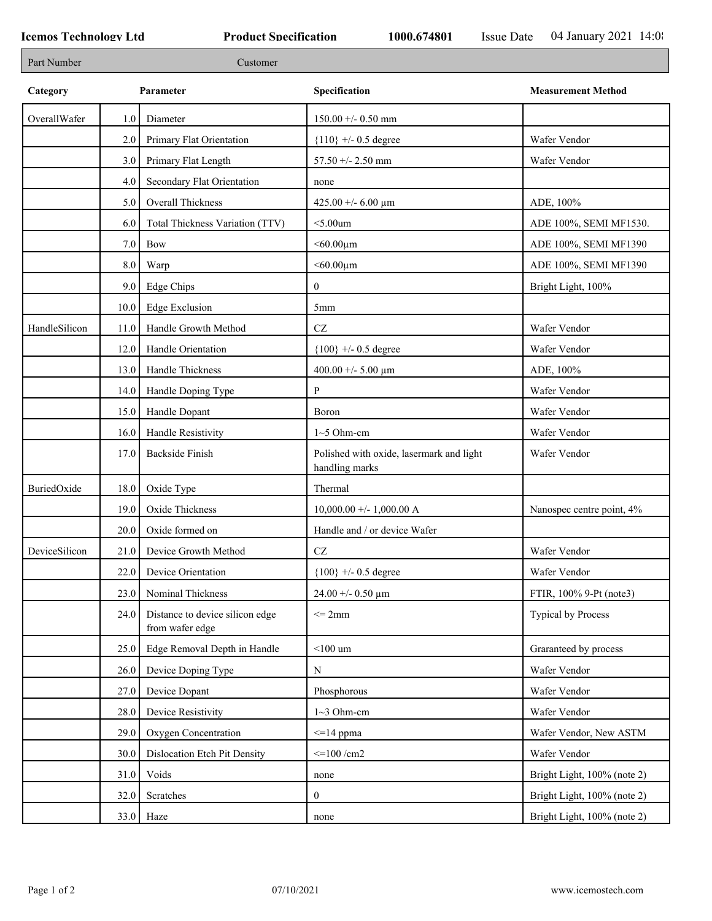**Icemos Technology Ltd** **Product Specification** **1000.674801** Issue Date 04 January 2021 14:0

| Part Number | Customer |
|---|---|

| Category | | Parameter | Specification | Measurement Method |
|---|---|---|---|---|
| OverallWafer | 1.0 | Diameter | 150.00 +/- 0.50 mm | |
| | 2.0 | Primary Flat Orientation | {110} +/- 0.5 degree | Wafer Vendor |
| | 3.0 | Primary Flat Length | 57.50 +/- 2.50 mm | Wafer Vendor |
| | 4.0 | Secondary Flat Orientation | none | |
| | 5.0 | Overall Thickness | 425.00 +/- 6.00 µm | ADE, 100% |
| | 6.0 | Total Thickness Variation (TTV) | <5.00um | ADE 100%, SEMI MF1530. |
| | 7.0 | Bow | <60.00µm | ADE 100%, SEMI MF1390 |
| | 8.0 | Warp | <60.00µm | ADE 100%, SEMI MF1390 |
| | 9.0 | Edge Chips | 0 | Bright Light, 100% |
| | 10.0 | Edge Exclusion | 5mm | |
| HandleSilicon | 11.0 | Handle Growth Method | CZ | Wafer Vendor |
| | 12.0 | Handle Orientation | {100} +/- 0.5 degree | Wafer Vendor |
| | 13.0 | Handle Thickness | 400.00 +/- 5.00 µm | ADE, 100% |
| | 14.0 | Handle Doping Type | P | Wafer Vendor |
| | 15.0 | Handle Dopant | Boron | Wafer Vendor |
| | 16.0 | Handle Resistivity | 1~5 Ohm-cm | Wafer Vendor |
| | 17.0 | Backside Finish | Polished with oxide, lasermark and light handling marks | Wafer Vendor |
| BuriedOxide | 18.0 | Oxide Type | Thermal | |
| | 19.0 | Oxide Thickness | 10,000.00 +/- 1,000.00 A | Nanospec centre point, 4% |
| | 20.0 | Oxide formed on | Handle and / or device Wafer | |
| DeviceSilicon | 21.0 | Device Growth Method | CZ | Wafer Vendor |
| | 22.0 | Device Orientation | {100} +/- 0.5 degree | Wafer Vendor |
| | 23.0 | Nominal Thickness | 24.00 +/- 0.50 µm | FTIR, 100% 9-Pt (note3) |
| | 24.0 | Distance to device silicon edge from wafer edge | <= 2mm | Typical by Process |
| | 25.0 | Edge Removal Depth in Handle | <100 um | Graranteed by process |
| | 26.0 | Device Doping Type | N | Wafer Vendor |
| | 27.0 | Device Dopant | Phosphorous | Wafer Vendor |
| | 28.0 | Device Resistivity | 1~3 Ohm-cm | Wafer Vendor |
| | 29.0 | Oxygen Concentration | <=14 ppma | Wafer Vendor, New ASTM |
| | 30.0 | Dislocation Etch Pit Density | <=100 /cm2 | Wafer Vendor |
| | 31.0 | Voids | none | Bright Light, 100% (note 2) |
| | 32.0 | Scratches | 0 | Bright Light, 100% (note 2) |
| | 33.0 | Haze | none | Bright Light, 100% (note 2) |

07/10/2021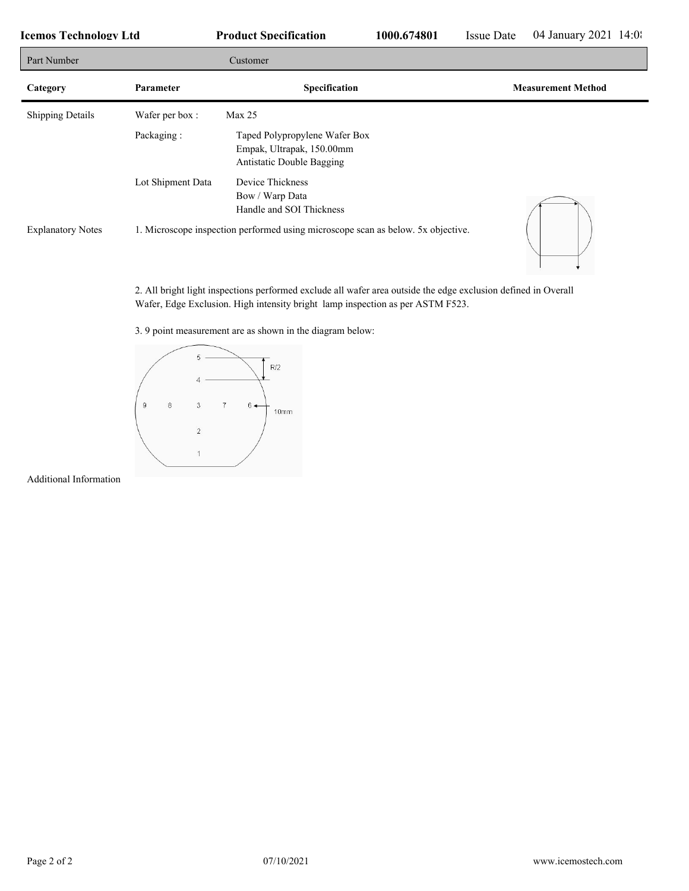| Category | Parameter | Specification | Measurement Method |
|---|---|---|---|
| Shipping Details | Wafer per box : | Max 25 | |
| | Packaging : | Taped Polypropylene Wafer Box<br>Empak, Ultrapak, 150.00mm<br>Antistatic Double Bagging | |
| | Lot Shipment Data | Device Thickness<br>Bow / Warp Data<br>Handle and SOI Thickness | |
| Explanatory Notes | 1. Microscope inspection performed using microscope scan as below. 5x objective. | | |

2. All bright light inspections performed exclude all wafer area outside the edge exclusion defined in Overall Wafer, Edge Exclusion. High intensity bright lamp inspection as per ASTM F523.

3. 9 point measurement are as shown in the diagram below:

5
4
R/2
9 8 3 7 6
10mm
2
1

Additional Information